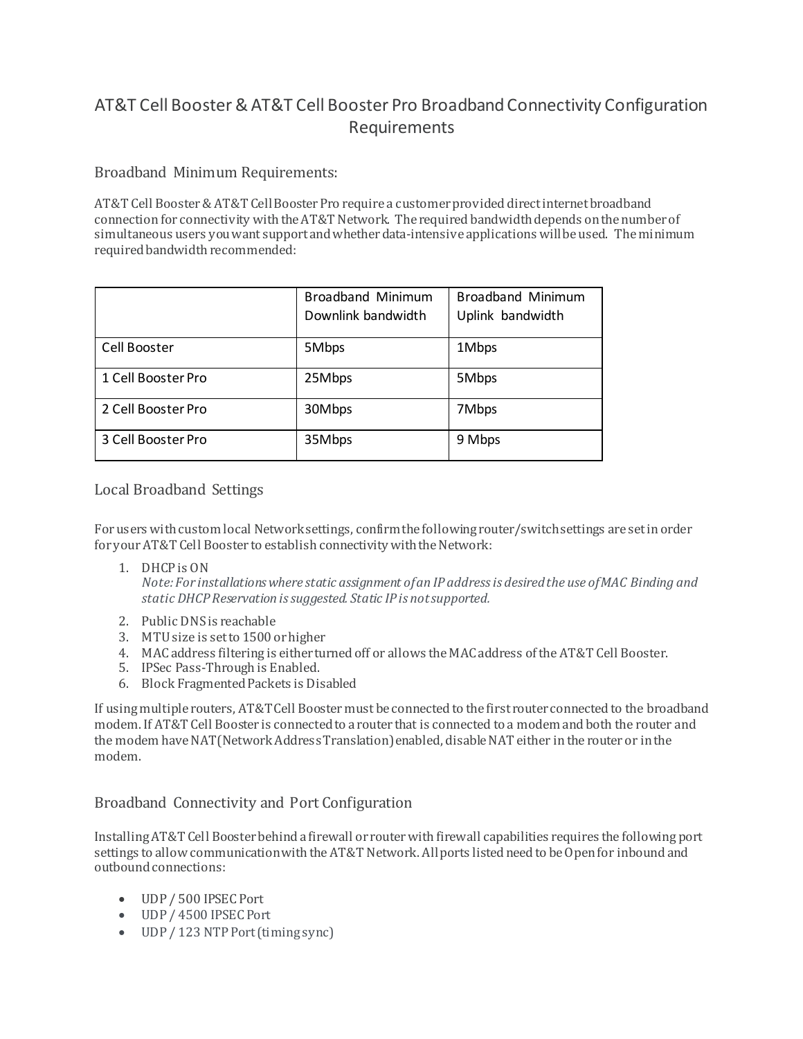# AT&T Cell Booster & AT&T Cell Booster Pro Broadband Connectivity Configuration Requirements

## Broadband Minimum Requirements:

AT&T Cell Booster & AT&T Cell Booster Pro require a customer provided direct internet broadband connection for connectivity with the AT&T Network. The required bandwidth depends on the number of simultaneous users you want support and whether data-intensive applications will be used. The minimum required bandwidth recommended:

| | Broadband Minimum Downlink bandwidth | Broadband Minimum Uplink bandwidth |
|---|---|---|
| Cell Booster | 5Mbps | 1Mbps |
| 1 Cell Booster Pro | 25Mbps | 5Mbps |
| 2 Cell Booster Pro | 30Mbps | 7Mbps |
| 3 Cell Booster Pro | 35Mbps | 9 Mbps |

## Local Broadband Settings

For users with custom local Network settings, confirm the following router/switch settings are set in order for your AT&T Cell Booster to establish connectivity with the Network:

1. DHCP is ON
   *Note: For installations where static assignment of an IP address is desired the use of MAC Binding and static DHCP Reservation is suggested. Static IP is not supported.*
2. Public DNS is reachable
3. MTU size is set to 1500 or higher
4. MAC address filtering is either turned off or allows the MAC address of the AT&T Cell Booster.
5. IPSec Pass-Through is Enabled.
6. Block Fragmented Packets is Disabled

If using multiple routers, AT&T Cell Booster must be connected to the first router connected to the broadband modem. If AT&T Cell Booster is connected to a router that is connected to a modem and both the router and the modem have NAT (Network Address Translation) enabled, disable NAT either in the router or in the modem.

## Broadband Connectivity and Port Configuration

Installing AT&T Cell Booster behind a firewall or router with firewall capabilities requires the following port settings to allow communication with the AT&T Network. All ports listed need to be Open for inbound and outbound connections:

- UDP / 500 IPSEC Port
- UDP / 4500 IPSEC Port
- UDP / 123 NTP Port (timing sync)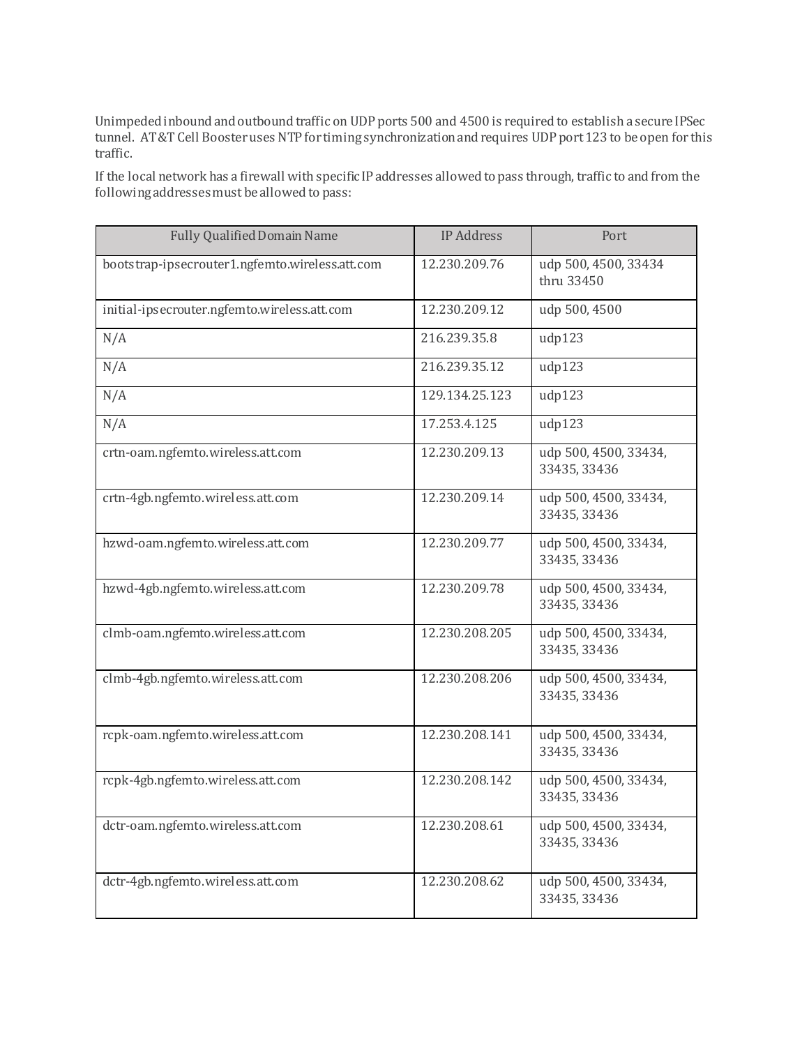Unimpeded inbound and outbound traffic on UDP ports 500 and 4500 is required to establish a secure IPSec tunnel. AT&T Cell Booster uses NTP for timing synchronization and requires UDP port 123 to be open for this traffic.

If the local network has a firewall with specific IP addresses allowed to pass through, traffic to and from the following addresses must be allowed to pass:

| Fully Qualified Domain Name | IP Address | Port |
|---|---|---|
| bootstrap-ipsecrouter1.ngfemto.wireless.att.com | 12.230.209.76 | udp 500, 4500, 33434 thru 33450 |
| initial-ipsecrouter.ngfemto.wireless.att.com | 12.230.209.12 | udp 500, 4500 |
| N/A | 216.239.35.8 | udp123 |
| N/A | 216.239.35.12 | udp123 |
| N/A | 129.134.25.123 | udp123 |
| N/A | 17.253.4.125 | udp123 |
| crtn-oam.ngfemto.wireless.att.com | 12.230.209.13 | udp 500, 4500, 33434, 33435, 33436 |
| crtn-4gb.ngfemto.wireless.att.com | 12.230.209.14 | udp 500, 4500, 33434, 33435, 33436 |
| hzwd-oam.ngfemto.wireless.att.com | 12.230.209.77 | udp 500, 4500, 33434, 33435, 33436 |
| hzwd-4gb.ngfemto.wireless.att.com | 12.230.209.78 | udp 500, 4500, 33434, 33435, 33436 |
| clmb-oam.ngfemto.wireless.att.com | 12.230.208.205 | udp 500, 4500, 33434, 33435, 33436 |
| clmb-4gb.ngfemto.wireless.att.com | 12.230.208.206 | udp 500, 4500, 33434, 33435, 33436 |
| rcpk-oam.ngfemto.wireless.att.com | 12.230.208.141 | udp 500, 4500, 33434, 33435, 33436 |
| rcpk-4gb.ngfemto.wireless.att.com | 12.230.208.142 | udp 500, 4500, 33434, 33435, 33436 |
| dctr-oam.ngfemto.wireless.att.com | 12.230.208.61 | udp 500, 4500, 33434, 33435, 33436 |
| dctr-4gb.ngfemto.wireless.att.com | 12.230.208.62 | udp 500, 4500, 33434, 33435, 33436 |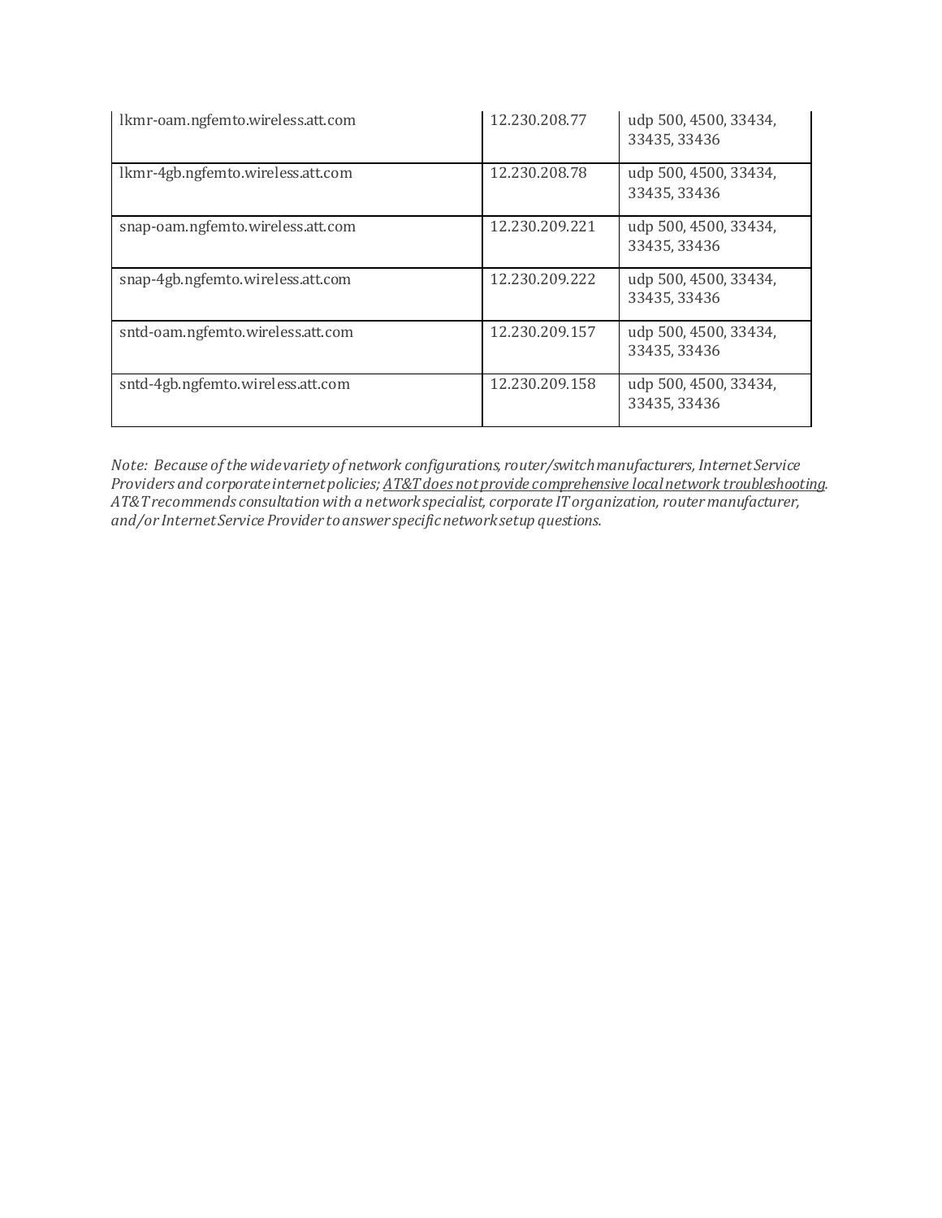| | | |
|---|---|---|
| lkmr-oam.ngfemto.wireless.att.com | 12.230.208.77 | udp 500, 4500, 33434, 33435, 33436 |
| lkmr-4gb.ngfemto.wireless.att.com | 12.230.208.78 | udp 500, 4500, 33434, 33435, 33436 |
| snap-oam.ngfemto.wireless.att.com | 12.230.209.221 | udp 500, 4500, 33434, 33435, 33436 |
| snap-4gb.ngfemto.wireless.att.com | 12.230.209.222 | udp 500, 4500, 33434, 33435, 33436 |
| sntd-oam.ngfemto.wireless.att.com | 12.230.209.157 | udp 500, 4500, 33434, 33435, 33436 |
| sntd-4gb.ngfemto.wireless.att.com | 12.230.209.158 | udp 500, 4500, 33434, 33435, 33436 |

*Note: Because of the wide variety of network configurations, router/switch manufacturers, Internet Service Providers and corporate internet policies; <u>AT&T does not provide comprehensive local network troubleshooting</u>. AT&T recommends consultation with a network specialist, corporate IT organization, router manufacturer, and/or Internet Service Provider to answer specific network setup questions.*